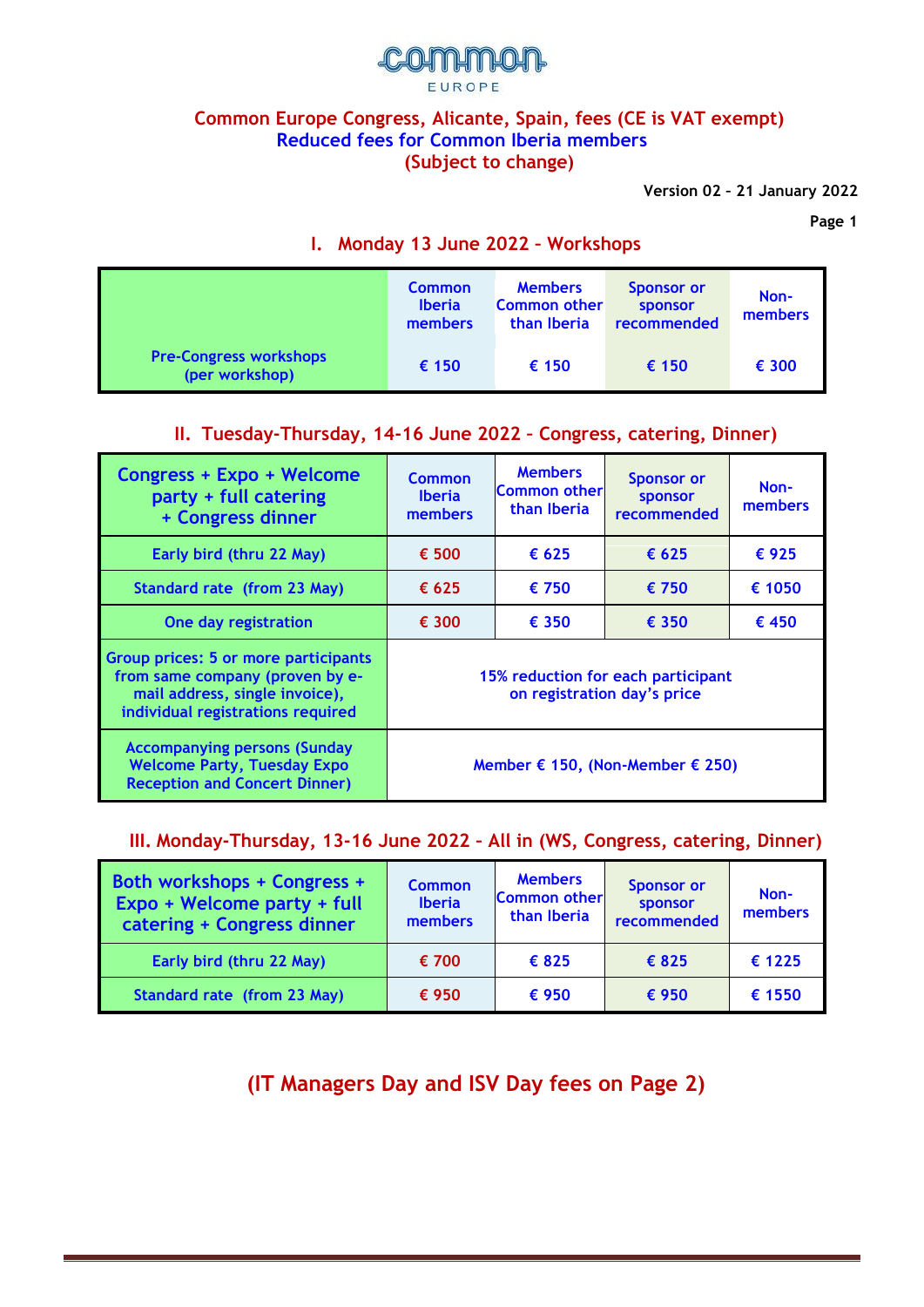COMMON EUROPE

# Common Europe Congress, Alicante, Spain, fees (CE is VAT exempt)
## Reduced fees for Common Iberia members
## (Subject to change)

**Version 02 – 21 January 2022**

**Page 1**

## I. Monday 13 June 2022 – Workshops

| | Common Iberia members | Members Common other than Iberia | Sponsor or sponsor recommended | Non-members |
|---|---|---|---|---|
| Pre-Congress workshops (per workshop) | € 150 | € 150 | € 150 | € 300 |

## II. Tuesday-Thursday, 14-16 June 2022 – Congress, catering, Dinner)

| Congress + Expo + Welcome party + full catering + Congress dinner | Common Iberia members | Members Common other than Iberia | Sponsor or sponsor recommended | Non-members |
|---|---|---|---|---|
| Early bird (thru 22 May) | € 500 | € 625 | € 625 | € 925 |
| Standard rate (from 23 May) | € 625 | € 750 | € 750 | € 1050 |
| One day registration | € 300 | € 350 | € 350 | € 450 |
| Group prices: 5 or more participants from same company (proven by e-mail address, single invoice), individual registrations required | 15% reduction for each participant on registration day's price | | | |
| Accompanying persons (Sunday Welcome Party, Tuesday Expo Reception and Concert Dinner) | Member € 150, (Non-Member € 250) | | | |

## III. Monday-Thursday, 13-16 June 2022 – All in (WS, Congress, catering, Dinner)

| Both workshops + Congress + Expo + Welcome party + full catering + Congress dinner | Common Iberia members | Members Common other than Iberia | Sponsor or sponsor recommended | Non-members |
|---|---|---|---|---|
| Early bird (thru 22 May) | € 700 | € 825 | € 825 | € 1225 |
| Standard rate (from 23 May) | € 950 | € 950 | € 950 | € 1550 |

**(IT Managers Day and ISV Day fees on Page 2)**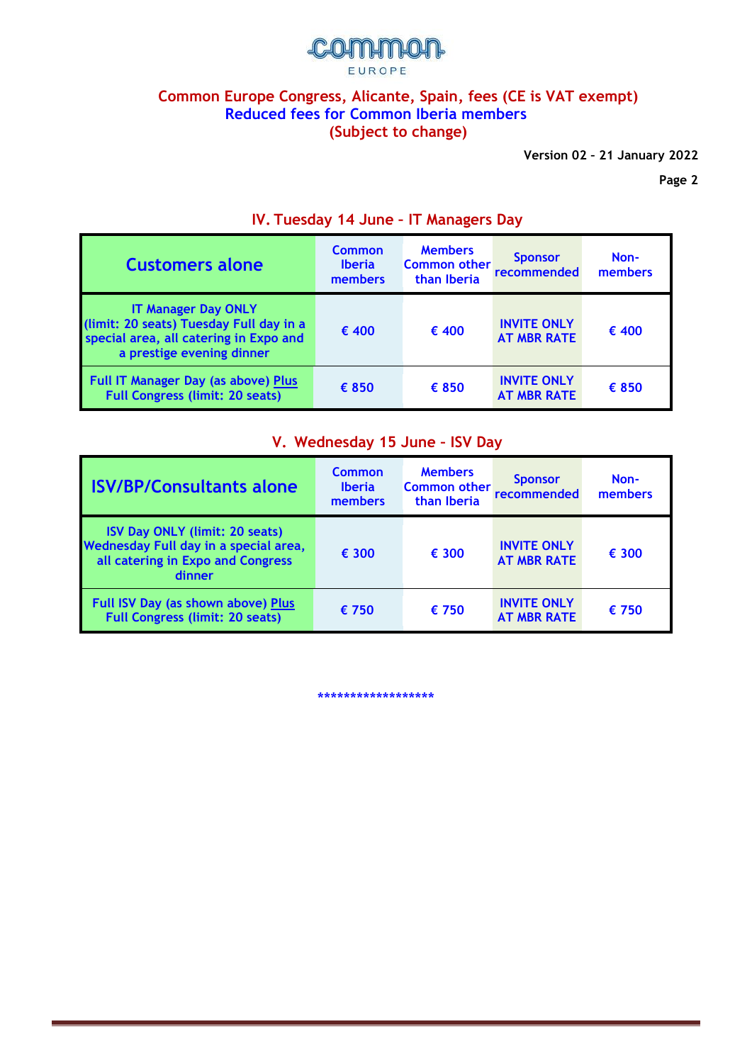common
EUROPE

# Common Europe Congress, Alicante, Spain, fees (CE is VAT exempt)
## Reduced fees for Common Iberia members
## (Subject to change)

**Version 02 – 21 January 2022**

## IV. Tuesday 14 June – IT Managers Day

| Customers alone | Common Iberia members | Members Common other than Iberia | Sponsor recommended | Non-members |
|---|---|---|---|---|
| IT Manager Day ONLY (limit: 20 seats) Tuesday Full day in a special area, all catering in Expo and a prestige evening dinner | € 400 | € 400 | INVITE ONLY AT MBR RATE | € 400 |
| Full IT Manager Day (as above) Plus Full Congress (limit: 20 seats) | € 850 | € 850 | INVITE ONLY AT MBR RATE | € 850 |

## V. Wednesday 15 June – ISV Day

| ISV/BP/Consultants alone | Common Iberia members | Members Common other than Iberia | Sponsor recommended | Non-members |
|---|---|---|---|---|
| ISV Day ONLY (limit: 20 seats) Wednesday Full day in a special area, all catering in Expo and Congress dinner | € 300 | € 300 | INVITE ONLY AT MBR RATE | € 300 |
| Full ISV Day (as shown above) Plus Full Congress (limit: 20 seats) | € 750 | € 750 | INVITE ONLY AT MBR RATE | € 750 |

******************